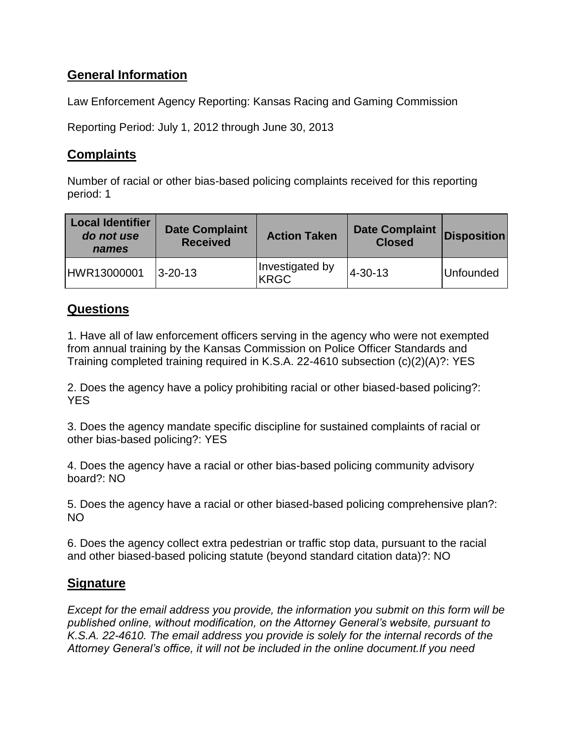## General Information

Law Enforcement Agency Reporting: Kansas Racing and Gaming Commission

Reporting Period: July 1, 2012 through June 30, 2013

## Complaints

Number of racial or other bias-based policing complaints received for this reporting period: 1

| **Local Identifier** ***do not use names*** | **Date Complaint Received** | **Action Taken** | **Date Complaint Closed** | **Disposition** |
|---|---|---|---|---|
| HWR13000001 | 3-20-13 | Investigated by KRGC | 4-30-13 | Unfounded |

## Questions

1. Have all of law enforcement officers serving in the agency who were not exempted from annual training by the Kansas Commission on Police Officer Standards and Training completed training required in K.S.A. 22-4610 subsection (c)(2)(A)?: YES

2. Does the agency have a policy prohibiting racial or other biased-based policing?: YES

3. Does the agency mandate specific discipline for sustained complaints of racial or other bias-based policing?: YES

4. Does the agency have a racial or other bias-based policing community advisory board?: NO

5. Does the agency have a racial or other biased-based policing comprehensive plan?: NO

6. Does the agency collect extra pedestrian or traffic stop data, pursuant to the racial and other biased-based policing statute (beyond standard citation data)?: NO

## Signature

*Except for the email address you provide, the information you submit on this form will be published online, without modification, on the Attorney General's website, pursuant to K.S.A. 22-4610. The email address you provide is solely for the internal records of the Attorney General's office, it will not be included in the online document.If you need*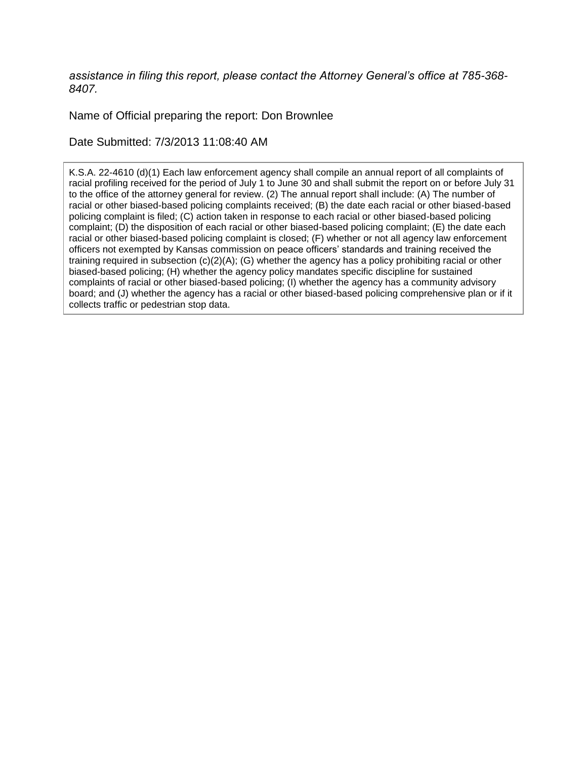*assistance in filing this report, please contact the Attorney General's office at 785-368-8407.*

Name of Official preparing the report: Don Brownlee

Date Submitted: 7/3/2013 11:08:40 AM

K.S.A. 22-4610 (d)(1) Each law enforcement agency shall compile an annual report of all complaints of racial profiling received for the period of July 1 to June 30 and shall submit the report on or before July 31 to the office of the attorney general for review. (2) The annual report shall include: (A) The number of racial or other biased-based policing complaints received; (B) the date each racial or other biased-based policing complaint is filed; (C) action taken in response to each racial or other biased-based policing complaint; (D) the disposition of each racial or other biased-based policing complaint; (E) the date each racial or other biased-based policing complaint is closed; (F) whether or not all agency law enforcement officers not exempted by Kansas commission on peace officers' standards and training received the training required in subsection (c)(2)(A); (G) whether the agency has a policy prohibiting racial or other biased-based policing; (H) whether the agency policy mandates specific discipline for sustained complaints of racial or other biased-based policing; (I) whether the agency has a community advisory board; and (J) whether the agency has a racial or other biased-based policing comprehensive plan or if it collects traffic or pedestrian stop data.